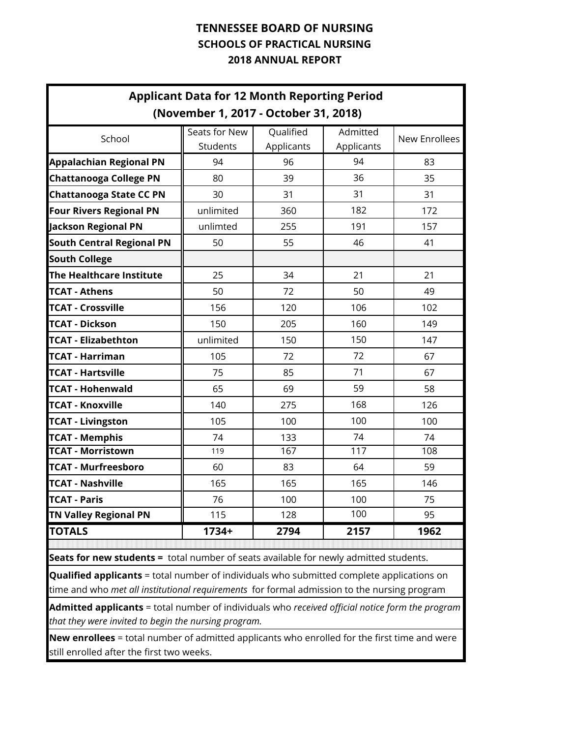# TENNESSEE BOARD OF NURSING
## SCHOOLS OF PRACTICAL NURSING
## 2018 ANNUAL REPORT

**Applicant Data for 12 Month Reporting Period (November 1, 2017 - October 31, 2018)**

| School | Seats for New Students | Qualified Applicants | Admitted Applicants | New Enrollees |
|---|---|---|---|---|
| **Appalachian Regional PN** | 94 | 96 | 94 | 83 |
| **Chattanooga College PN** | 80 | 39 | 36 | 35 |
| **Chattanooga State CC PN** | 30 | 31 | 31 | 31 |
| **Four Rivers Regional PN** | unlimited | 360 | 182 | 172 |
| **Jackson Regional PN** | unlimted | 255 | 191 | 157 |
| **South Central Regional PN** | 50 | 55 | 46 | 41 |
| **South College** | | | | |
| **The Healthcare Institute** | 25 | 34 | 21 | 21 |
| **TCAT - Athens** | 50 | 72 | 50 | 49 |
| **TCAT - Crossville** | 156 | 120 | 106 | 102 |
| **TCAT - Dickson** | 150 | 205 | 160 | 149 |
| **TCAT - Elizabethton** | unlimited | 150 | 150 | 147 |
| **TCAT - Harriman** | 105 | 72 | 72 | 67 |
| **TCAT - Hartsville** | 75 | 85 | 71 | 67 |
| **TCAT - Hohenwald** | 65 | 69 | 59 | 58 |
| **TCAT - Knoxville** | 140 | 275 | 168 | 126 |
| **TCAT - Livingston** | 105 | 100 | 100 | 100 |
| **TCAT - Memphis** | 74 | 133 | 74 | 74 |
| **TCAT - Morristown** | 119 | 167 | 117 | 108 |
| **TCAT - Murfreesboro** | 60 | 83 | 64 | 59 |
| **TCAT - Nashville** | 165 | 165 | 165 | 146 |
| **TCAT - Paris** | 76 | 100 | 100 | 75 |
| **TN Valley Regional PN** | 115 | 128 | 100 | 95 |
| **TOTALS** | **1734+** | **2794** | **2157** | **1962** |

**Seats for new students =** total number of seats available for newly admitted students.

**Qualified applicants** = total number of individuals who submitted complete applications on time and who *met all institutional requirements* for formal admission to the nursing program

**Admitted applicants** = total number of individuals who *received official notice form the program that they were invited to begin the nursing program.*

**New enrollees** = total number of admitted applicants who enrolled for the first time and were still enrolled after the first two weeks.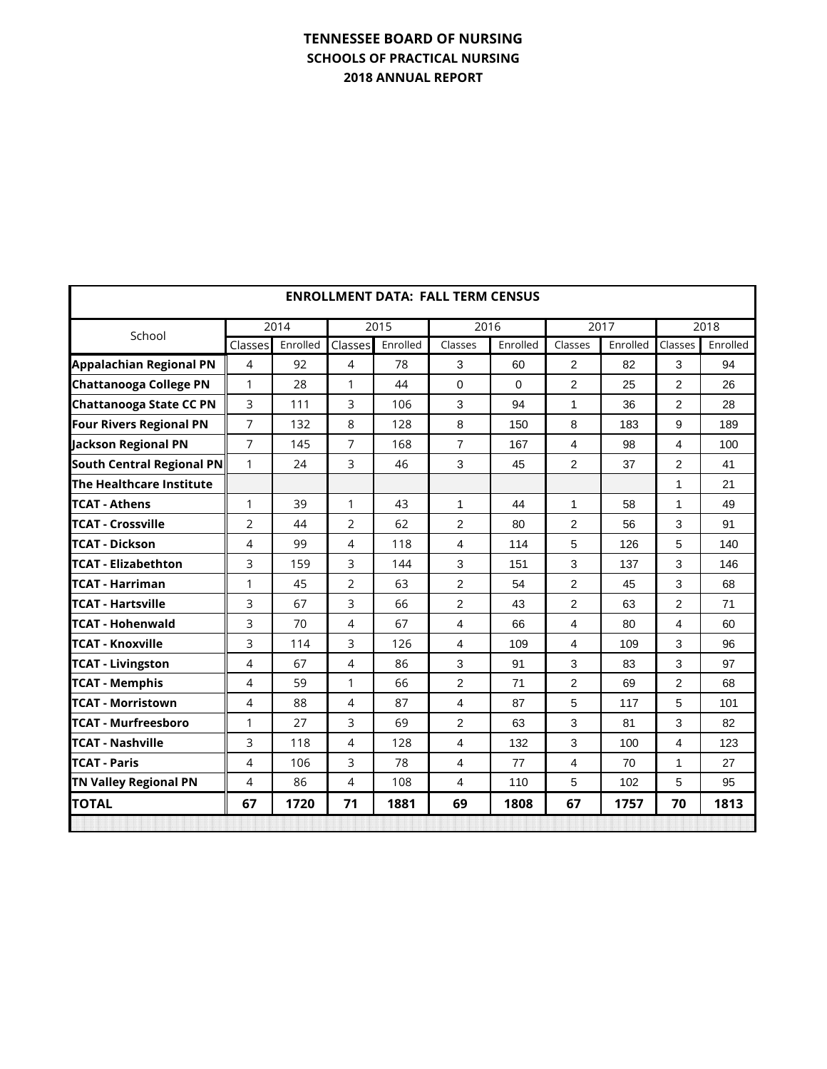# TENNESSEE BOARD OF NURSING
## SCHOOLS OF PRACTICAL NURSING
## 2018 ANNUAL REPORT

**ENROLLMENT DATA: FALL TERM CENSUS**

| School | 2014 | | 2015 | | 2016 | | 2017 | | 2018 | |
|---|---|---|---|---|---|---|---|---|---|---|
| | Classes | Enrolled | Classes | Enrolled | Classes | Enrolled | Classes | Enrolled | Classes | Enrolled |
| **Appalachian Regional PN** | 4 | 92 | 4 | 78 | 3 | 60 | 2 | 82 | 3 | 94 |
| **Chattanooga College PN** | 1 | 28 | 1 | 44 | 0 | 0 | 2 | 25 | 2 | 26 |
| **Chattanooga State CC PN** | 3 | 111 | 3 | 106 | 3 | 94 | 1 | 36 | 2 | 28 |
| **Four Rivers Regional PN** | 7 | 132 | 8 | 128 | 8 | 150 | 8 | 183 | 9 | 189 |
| **Jackson Regional PN** | 7 | 145 | 7 | 168 | 7 | 167 | 4 | 98 | 4 | 100 |
| **South Central Regional PN** | 1 | 24 | 3 | 46 | 3 | 45 | 2 | 37 | 2 | 41 |
| **The Healthcare Institute** | | | | | | | | | 1 | 21 |
| **TCAT - Athens** | 1 | 39 | 1 | 43 | 1 | 44 | 1 | 58 | 1 | 49 |
| **TCAT - Crossville** | 2 | 44 | 2 | 62 | 2 | 80 | 2 | 56 | 3 | 91 |
| **TCAT - Dickson** | 4 | 99 | 4 | 118 | 4 | 114 | 5 | 126 | 5 | 140 |
| **TCAT - Elizabethton** | 3 | 159 | 3 | 144 | 3 | 151 | 3 | 137 | 3 | 146 |
| **TCAT - Harriman** | 1 | 45 | 2 | 63 | 2 | 54 | 2 | 45 | 3 | 68 |
| **TCAT - Hartsville** | 3 | 67 | 3 | 66 | 2 | 43 | 2 | 63 | 2 | 71 |
| **TCAT - Hohenwald** | 3 | 70 | 4 | 67 | 4 | 66 | 4 | 80 | 4 | 60 |
| **TCAT - Knoxville** | 3 | 114 | 3 | 126 | 4 | 109 | 4 | 109 | 3 | 96 |
| **TCAT - Livingston** | 4 | 67 | 4 | 86 | 3 | 91 | 3 | 83 | 3 | 97 |
| **TCAT - Memphis** | 4 | 59 | 1 | 66 | 2 | 71 | 2 | 69 | 2 | 68 |
| **TCAT - Morristown** | 4 | 88 | 4 | 87 | 4 | 87 | 5 | 117 | 5 | 101 |
| **TCAT - Murfreesboro** | 1 | 27 | 3 | 69 | 2 | 63 | 3 | 81 | 3 | 82 |
| **TCAT - Nashville** | 3 | 118 | 4 | 128 | 4 | 132 | 3 | 100 | 4 | 123 |
| **TCAT - Paris** | 4 | 106 | 3 | 78 | 4 | 77 | 4 | 70 | 1 | 27 |
| **TN Valley Regional PN** | 4 | 86 | 4 | 108 | 4 | 110 | 5 | 102 | 5 | 95 |
| **TOTAL** | **67** | **1720** | **71** | **1881** | **69** | **1808** | **67** | **1757** | **70** | **1813** |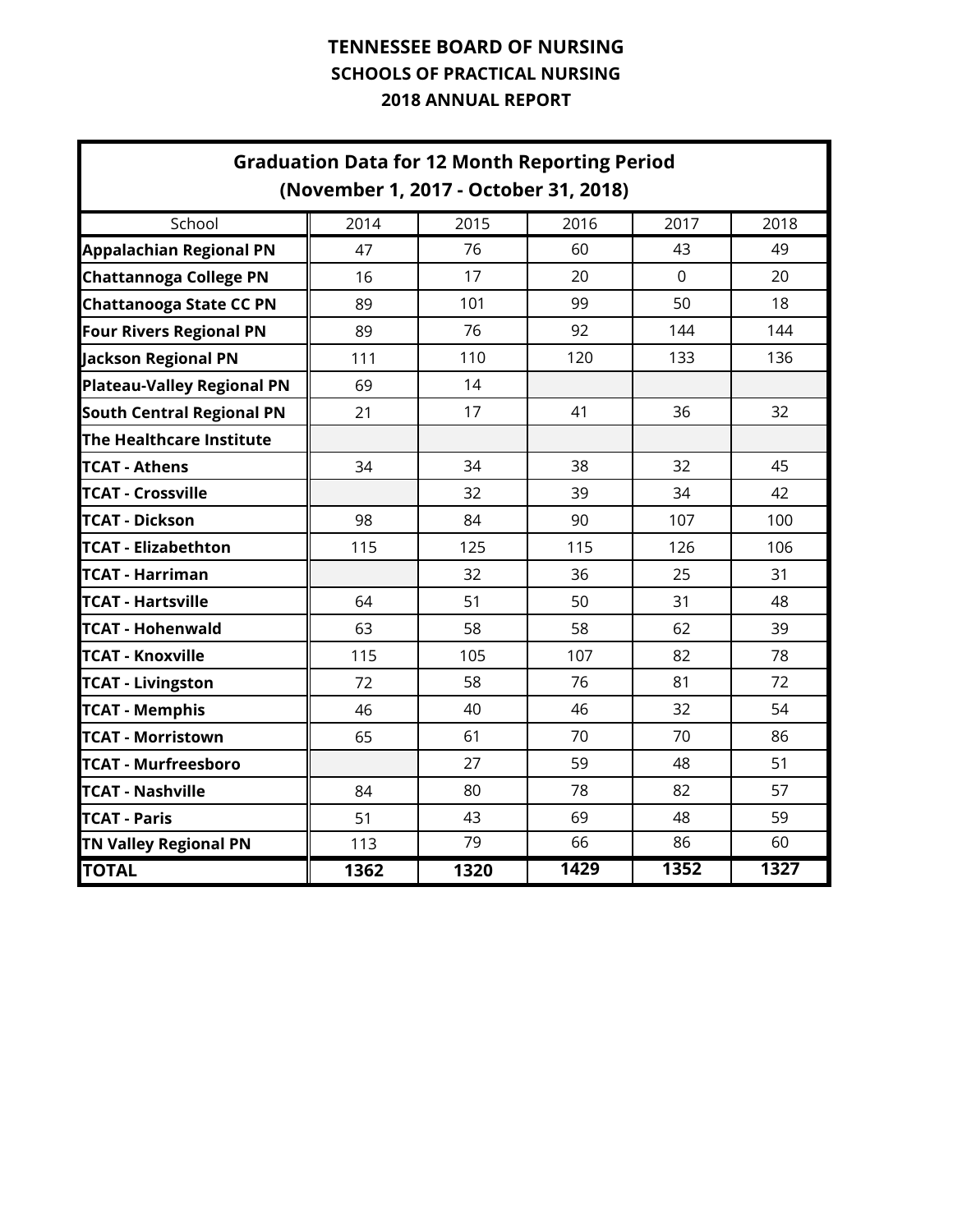# TENNESSEE BOARD OF NURSING
## SCHOOLS OF PRACTICAL NURSING
## 2018 ANNUAL REPORT

**Graduation Data for 12 Month Reporting Period (November 1, 2017 - October 31, 2018)**

| School | 2014 | 2015 | 2016 | 2017 | 2018 |
|---|---|---|---|---|---|
| **Appalachian Regional PN** | 47 | 76 | 60 | 43 | 49 |
| **Chattannoga College PN** | 16 | 17 | 20 | 0 | 20 |
| **Chattanooga State CC PN** | 89 | 101 | 99 | 50 | 18 |
| **Four Rivers Regional PN** | 89 | 76 | 92 | 144 | 144 |
| **Jackson Regional PN** | 111 | 110 | 120 | 133 | 136 |
| **Plateau-Valley Regional PN** | 69 | 14 | | | |
| **South Central Regional PN** | 21 | 17 | 41 | 36 | 32 |
| **The Healthcare Institute** | | | | | |
| **TCAT - Athens** | 34 | 34 | 38 | 32 | 45 |
| **TCAT - Crossville** | | 32 | 39 | 34 | 42 |
| **TCAT - Dickson** | 98 | 84 | 90 | 107 | 100 |
| **TCAT - Elizabethton** | 115 | 125 | 115 | 126 | 106 |
| **TCAT - Harriman** | | 32 | 36 | 25 | 31 |
| **TCAT - Hartsville** | 64 | 51 | 50 | 31 | 48 |
| **TCAT - Hohenwald** | 63 | 58 | 58 | 62 | 39 |
| **TCAT - Knoxville** | 115 | 105 | 107 | 82 | 78 |
| **TCAT - Livingston** | 72 | 58 | 76 | 81 | 72 |
| **TCAT - Memphis** | 46 | 40 | 46 | 32 | 54 |
| **TCAT - Morristown** | 65 | 61 | 70 | 70 | 86 |
| **TCAT - Murfreesboro** | | 27 | 59 | 48 | 51 |
| **TCAT - Nashville** | 84 | 80 | 78 | 82 | 57 |
| **TCAT - Paris** | 51 | 43 | 69 | 48 | 59 |
| **TN Valley Regional PN** | 113 | 79 | 66 | 86 | 60 |
| **TOTAL** | **1362** | **1320** | **1429** | **1352** | **1327** |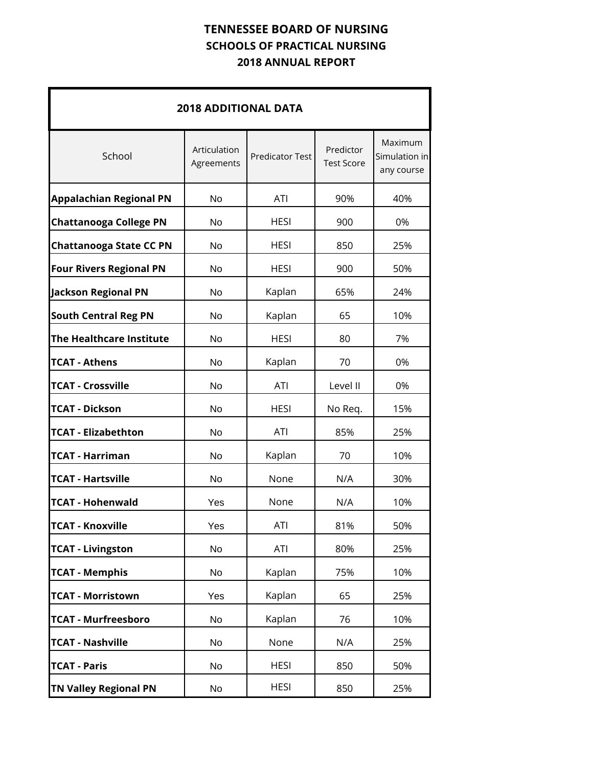# TENNESSEE BOARD OF NURSING
## SCHOOLS OF PRACTICAL NURSING
## 2018 ANNUAL REPORT

| 2018 ADDITIONAL DATA | | | | |
|---|---|---|---|---|
| School | Articulation Agreements | Predicator Test | Predictor Test Score | Maximum Simulation in any course |
| **Appalachian Regional PN** | No | ATI | 90% | 40% |
| **Chattanooga College PN** | No | HESI | 900 | 0% |
| **Chattanooga State CC PN** | No | HESI | 850 | 25% |
| **Four Rivers Regional PN** | No | HESI | 900 | 50% |
| **Jackson Regional PN** | No | Kaplan | 65% | 24% |
| **South Central Reg PN** | No | Kaplan | 65 | 10% |
| **The Healthcare Institute** | No | HESI | 80 | 7% |
| **TCAT - Athens** | No | Kaplan | 70 | 0% |
| **TCAT - Crossville** | No | ATI | Level II | 0% |
| **TCAT - Dickson** | No | HESI | No Req. | 15% |
| **TCAT - Elizabethton** | No | ATI | 85% | 25% |
| **TCAT - Harriman** | No | Kaplan | 70 | 10% |
| **TCAT - Hartsville** | No | None | N/A | 30% |
| **TCAT - Hohenwald** | Yes | None | N/A | 10% |
| **TCAT - Knoxville** | Yes | ATI | 81% | 50% |
| **TCAT - Livingston** | No | ATI | 80% | 25% |
| **TCAT - Memphis** | No | Kaplan | 75% | 10% |
| **TCAT - Morristown** | Yes | Kaplan | 65 | 25% |
| **TCAT - Murfreesboro** | No | Kaplan | 76 | 10% |
| **TCAT - Nashville** | No | None | N/A | 25% |
| **TCAT - Paris** | No | HESI | 850 | 50% |
| **TN Valley Regional PN** | No | HESI | 850 | 25% |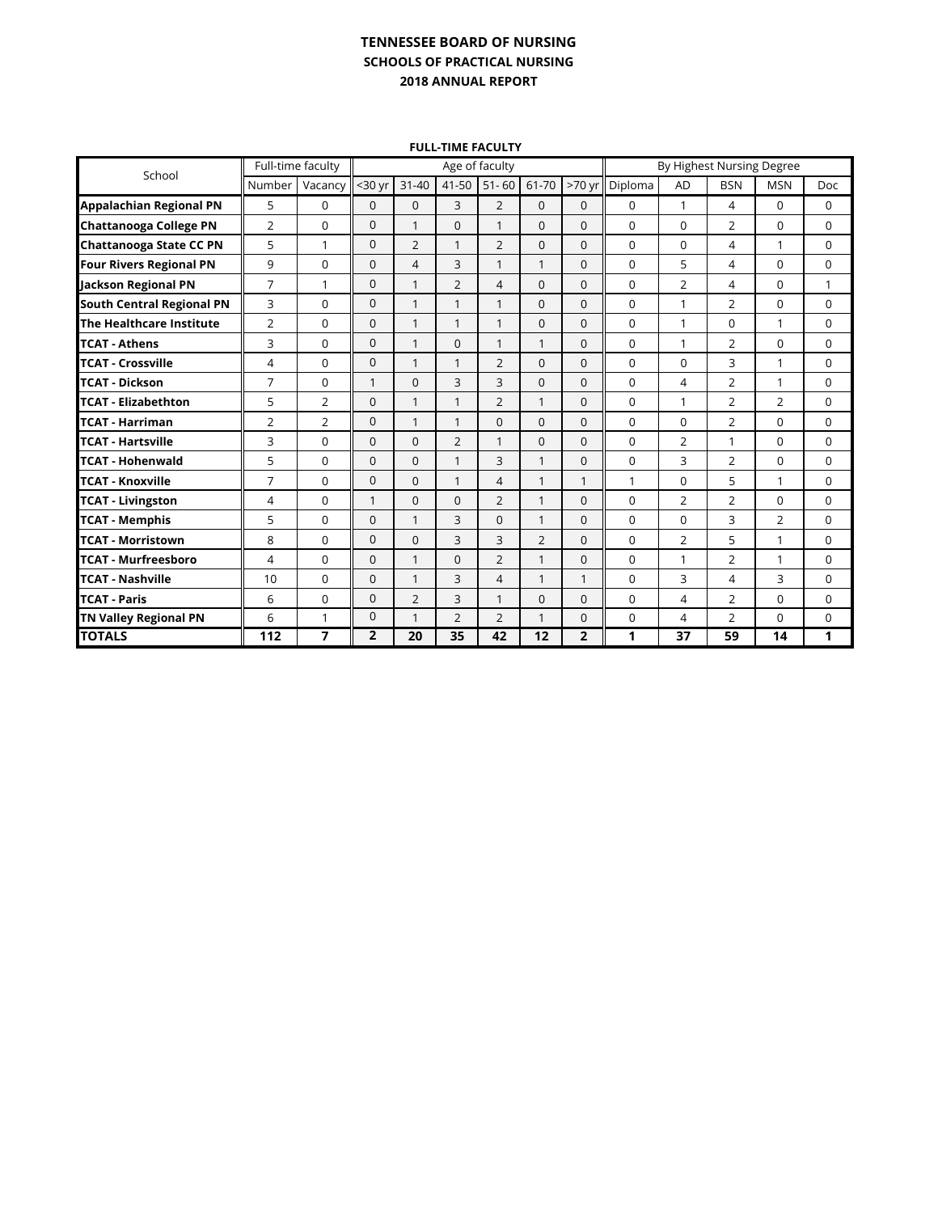# TENNESSEE BOARD OF NURSING

## SCHOOLS OF PRACTICAL NURSING

## 2018 ANNUAL REPORT

### FULL-TIME FACULTY

| School | Full-time faculty | | Age of faculty | | | | | | By Highest Nursing Degree | | | | |
|---|---|---|---|---|---|---|---|---|---|---|---|---|---|
| | Number | Vacancy | <30 yr | 31-40 | 41-50 | 51- 60 | 61-70 | >70 yr | Diploma | AD | BSN | MSN | Doc |
| **Appalachian Regional PN** | 5 | 0 | 0 | 0 | 3 | 2 | 0 | 0 | 0 | 1 | 4 | 0 | 0 |
| **Chattanooga College PN** | 2 | 0 | 0 | 1 | 0 | 1 | 0 | 0 | 0 | 0 | 2 | 0 | 0 |
| **Chattanooga State CC PN** | 5 | 1 | 0 | 2 | 1 | 2 | 0 | 0 | 0 | 0 | 4 | 1 | 0 |
| **Four Rivers Regional PN** | 9 | 0 | 0 | 4 | 3 | 1 | 1 | 0 | 0 | 5 | 4 | 0 | 0 |
| **Jackson Regional PN** | 7 | 1 | 0 | 1 | 2 | 4 | 0 | 0 | 0 | 2 | 4 | 0 | 1 |
| **South Central Regional PN** | 3 | 0 | 0 | 1 | 1 | 1 | 0 | 0 | 0 | 1 | 2 | 0 | 0 |
| **The Healthcare Institute** | 2 | 0 | 0 | 1 | 1 | 1 | 0 | 0 | 0 | 1 | 0 | 1 | 0 |
| **TCAT - Athens** | 3 | 0 | 0 | 1 | 0 | 1 | 1 | 0 | 0 | 1 | 2 | 0 | 0 |
| **TCAT - Crossville** | 4 | 0 | 0 | 1 | 1 | 2 | 0 | 0 | 0 | 0 | 3 | 1 | 0 |
| **TCAT - Dickson** | 7 | 0 | 1 | 0 | 3 | 3 | 0 | 0 | 0 | 4 | 2 | 1 | 0 |
| **TCAT - Elizabethton** | 5 | 2 | 0 | 1 | 1 | 2 | 1 | 0 | 0 | 1 | 2 | 2 | 0 |
| **TCAT - Harriman** | 2 | 2 | 0 | 1 | 1 | 0 | 0 | 0 | 0 | 0 | 2 | 0 | 0 |
| **TCAT - Hartsville** | 3 | 0 | 0 | 0 | 2 | 1 | 0 | 0 | 0 | 2 | 1 | 0 | 0 |
| **TCAT - Hohenwald** | 5 | 0 | 0 | 0 | 1 | 3 | 1 | 0 | 0 | 3 | 2 | 0 | 0 |
| **TCAT - Knoxville** | 7 | 0 | 0 | 0 | 1 | 4 | 1 | 1 | 1 | 0 | 5 | 1 | 0 |
| **TCAT - Livingston** | 4 | 0 | 1 | 0 | 0 | 2 | 1 | 0 | 0 | 2 | 2 | 0 | 0 |
| **TCAT - Memphis** | 5 | 0 | 0 | 1 | 3 | 0 | 1 | 0 | 0 | 0 | 3 | 2 | 0 |
| **TCAT - Morristown** | 8 | 0 | 0 | 0 | 3 | 3 | 2 | 0 | 0 | 2 | 5 | 1 | 0 |
| **TCAT - Murfreesboro** | 4 | 0 | 0 | 1 | 0 | 2 | 1 | 0 | 0 | 1 | 2 | 1 | 0 |
| **TCAT - Nashville** | 10 | 0 | 0 | 1 | 3 | 4 | 1 | 1 | 0 | 3 | 4 | 3 | 0 |
| **TCAT - Paris** | 6 | 0 | 0 | 2 | 3 | 1 | 0 | 0 | 0 | 4 | 2 | 0 | 0 |
| **TN Valley Regional PN** | 6 | 1 | 0 | 1 | 2 | 2 | 1 | 0 | 0 | 4 | 2 | 0 | 0 |
| **TOTALS** | **112** | **7** | **2** | **20** | **35** | **42** | **12** | **2** | **1** | **37** | **59** | **14** | **1** |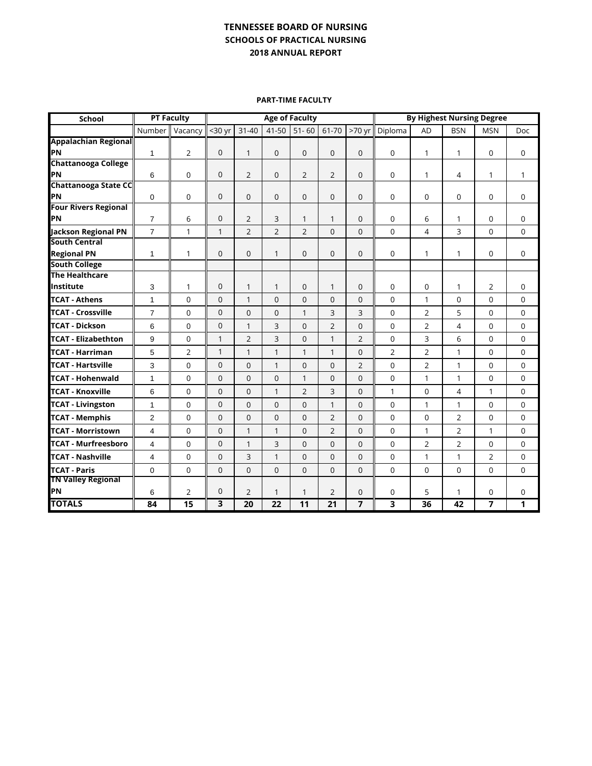# TENNESSEE BOARD OF NURSING
## SCHOOLS OF PRACTICAL NURSING
## 2018 ANNUAL REPORT

### PART-TIME FACULTY

| School | PT Faculty | | Age of Faculty | | | | | | By Highest Nursing Degree | | | | |
|---|---|---|---|---|---|---|---|---|---|---|---|---|---|
| | Number | Vacancy | <30 yr | 31-40 | 41-50 | 51- 60 | 61-70 | >70 yr | Diploma | AD | BSN | MSN | Doc |
| Appalachian Regional PN | 1 | 2 | 0 | 1 | 0 | 0 | 0 | 0 | 0 | 1 | 1 | 0 | 0 |
| Chattanooga College PN | 6 | 0 | 0 | 2 | 0 | 2 | 2 | 0 | 0 | 1 | 4 | 1 | 1 |
| Chattanooga State CC PN | 0 | 0 | 0 | 0 | 0 | 0 | 0 | 0 | 0 | 0 | 0 | 0 | 0 |
| Four Rivers Regional PN | 7 | 6 | 0 | 2 | 3 | 1 | 1 | 0 | 0 | 6 | 1 | 0 | 0 |
| Jackson Regional PN | 7 | 1 | 1 | 2 | 2 | 2 | 0 | 0 | 0 | 4 | 3 | 0 | 0 |
| South Central Regional PN | 1 | 1 | 0 | 0 | 1 | 0 | 0 | 0 | 0 | 1 | 1 | 0 | 0 |
| South College | | | | | | | | | | | | | |
| The Healthcare Institute | 3 | 1 | 0 | 1 | 1 | 0 | 1 | 0 | 0 | 0 | 1 | 2 | 0 |
| TCAT - Athens | 1 | 0 | 0 | 1 | 0 | 0 | 0 | 0 | 0 | 1 | 0 | 0 | 0 |
| TCAT - Crossville | 7 | 0 | 0 | 0 | 0 | 1 | 3 | 3 | 0 | 2 | 5 | 0 | 0 |
| TCAT - Dickson | 6 | 0 | 0 | 1 | 3 | 0 | 2 | 0 | 0 | 2 | 4 | 0 | 0 |
| TCAT - Elizabethton | 9 | 0 | 1 | 2 | 3 | 0 | 1 | 2 | 0 | 3 | 6 | 0 | 0 |
| TCAT - Harriman | 5 | 2 | 1 | 1 | 1 | 1 | 1 | 0 | 2 | 2 | 1 | 0 | 0 |
| TCAT - Hartsville | 3 | 0 | 0 | 0 | 1 | 0 | 0 | 2 | 0 | 2 | 1 | 0 | 0 |
| TCAT - Hohenwald | 1 | 0 | 0 | 0 | 0 | 1 | 0 | 0 | 0 | 1 | 1 | 0 | 0 |
| TCAT - Knoxville | 6 | 0 | 0 | 0 | 1 | 2 | 3 | 0 | 1 | 0 | 4 | 1 | 0 |
| TCAT - Livingston | 1 | 0 | 0 | 0 | 0 | 0 | 1 | 0 | 0 | 1 | 1 | 0 | 0 |
| TCAT - Memphis | 2 | 0 | 0 | 0 | 0 | 0 | 2 | 0 | 0 | 0 | 2 | 0 | 0 |
| TCAT - Morristown | 4 | 0 | 0 | 1 | 1 | 0 | 2 | 0 | 0 | 1 | 2 | 1 | 0 |
| TCAT - Murfreesboro | 4 | 0 | 0 | 1 | 3 | 0 | 0 | 0 | 0 | 2 | 2 | 0 | 0 |
| TCAT - Nashville | 4 | 0 | 0 | 3 | 1 | 0 | 0 | 0 | 0 | 1 | 1 | 2 | 0 |
| TCAT - Paris | 0 | 0 | 0 | 0 | 0 | 0 | 0 | 0 | 0 | 0 | 0 | 0 | 0 |
| TN Valley Regional PN | 6 | 2 | 0 | 2 | 1 | 1 | 2 | 0 | 0 | 5 | 1 | 0 | 0 |
| **TOTALS** | **84** | **15** | **3** | **20** | **22** | **11** | **21** | **7** | **3** | **36** | **42** | **7** | **1** |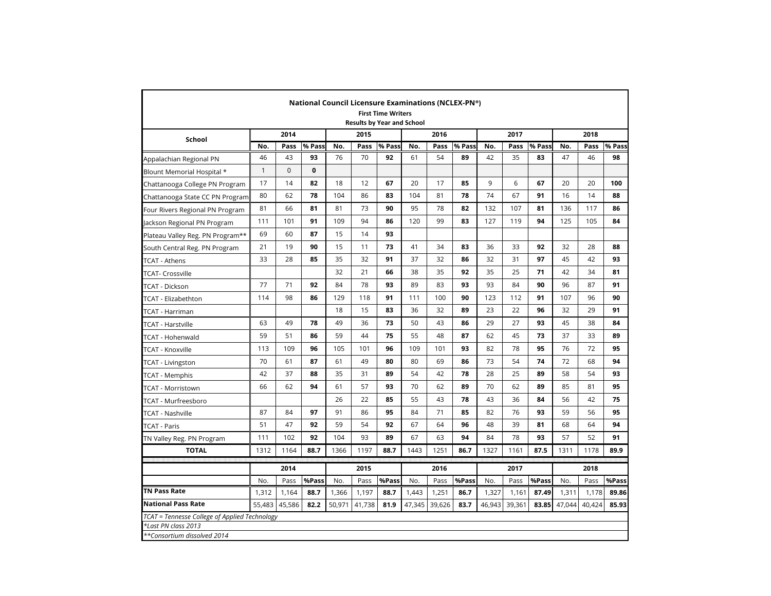**National Council Licensure Examinations (NCLEX-PN®)**
**First Time Writers**
**Results by Year and School**

| School | 2014 | | | 2015 | | | 2016 | | | 2017 | | | 2018 | | |
|---|---|---|---|---|---|---|---|---|---|---|---|---|---|---|---|
| | No. | Pass | % Pass | No. | Pass | % Pass | No. | Pass | % Pass | No. | Pass | % Pass | No. | Pass | % Pass |
| Appalachian Regional PN | 46 | 43 | **93** | 76 | 70 | **92** | 61 | 54 | **89** | 42 | 35 | **83** | 47 | 46 | **98** |
| Blount Memorial Hospital * | 1 | 0 | **0** | | | | | | | | | | | | |
| Chattanooga College PN Program | 17 | 14 | **82** | 18 | 12 | **67** | 20 | 17 | **85** | 9 | 6 | **67** | 20 | 20 | **100** |
| Chattanooga State CC PN Program | 80 | 62 | **78** | 104 | 86 | **83** | 104 | 81 | **78** | 74 | 67 | **91** | 16 | 14 | **88** |
| Four Rivers Regional PN Program | 81 | 66 | **81** | 81 | 73 | **90** | 95 | 78 | **82** | 132 | 107 | **81** | 136 | 117 | **86** |
| Jackson Regional PN Program | 111 | 101 | **91** | 109 | 94 | **86** | 120 | 99 | **83** | 127 | 119 | **94** | 125 | 105 | **84** |
| Plateau Valley Reg. PN Program** | 69 | 60 | **87** | 15 | 14 | **93** | | | | | | | | | |
| South Central Reg. PN Program | 21 | 19 | **90** | 15 | 11 | **73** | 41 | 34 | **83** | 36 | 33 | **92** | 32 | 28 | **88** |
| TCAT - Athens | 33 | 28 | **85** | 35 | 32 | **91** | 37 | 32 | **86** | 32 | 31 | **97** | 45 | 42 | **93** |
| TCAT- Crossville | | | | 32 | 21 | **66** | 38 | 35 | **92** | 35 | 25 | **71** | 42 | 34 | **81** |
| TCAT - Dickson | 77 | 71 | **92** | 84 | 78 | **93** | 89 | 83 | **93** | 93 | 84 | **90** | 96 | 87 | **91** |
| TCAT - Elizabethton | 114 | 98 | **86** | 129 | 118 | **91** | 111 | 100 | **90** | 123 | 112 | **91** | 107 | 96 | **90** |
| TCAT - Harriman | | | | 18 | 15 | **83** | 36 | 32 | **89** | 23 | 22 | **96** | 32 | 29 | **91** |
| TCAT - Harstville | 63 | 49 | **78** | 49 | 36 | **73** | 50 | 43 | **86** | 29 | 27 | **93** | 45 | 38 | **84** |
| TCAT - Hohenwald | 59 | 51 | **86** | 59 | 44 | **75** | 55 | 48 | **87** | 62 | 45 | **73** | 37 | 33 | **89** |
| TCAT - Knoxville | 113 | 109 | **96** | 105 | 101 | **96** | 109 | 101 | **93** | 82 | 78 | **95** | 76 | 72 | **95** |
| TCAT - Livingston | 70 | 61 | **87** | 61 | 49 | **80** | 80 | 69 | **86** | 73 | 54 | **74** | 72 | 68 | **94** |
| TCAT - Memphis | 42 | 37 | **88** | 35 | 31 | **89** | 54 | 42 | **78** | 28 | 25 | **89** | 58 | 54 | **93** |
| TCAT - Morristown | 66 | 62 | **94** | 61 | 57 | **93** | 70 | 62 | **89** | 70 | 62 | **89** | 85 | 81 | **95** |
| TCAT - Murfreesboro | | | | 26 | 22 | **85** | 55 | 43 | **78** | 43 | 36 | **84** | 56 | 42 | **75** |
| TCAT - Nashville | 87 | 84 | **97** | 91 | 86 | **95** | 84 | 71 | **85** | 82 | 76 | **93** | 59 | 56 | **95** |
| TCAT - Paris | 51 | 47 | **92** | 59 | 54 | **92** | 67 | 64 | **96** | 48 | 39 | **81** | 68 | 64 | **94** |
| TN Valley Reg. PN Program | 111 | 102 | **92** | 104 | 93 | **89** | 67 | 63 | **94** | 84 | 78 | **93** | 57 | 52 | **91** |
| **TOTAL** | 1312 | 1164 | **88.7** | 1366 | 1197 | **88.7** | 1443 | 1251 | **86.7** | 1327 | 1161 | **87.5** | 1311 | 1178 | **89.9** |

| | 2014 | | | 2015 | | | 2016 | | | 2017 | | | 2018 | | |
|---|---|---|---|---|---|---|---|---|---|---|---|---|---|---|---|
| | No. | Pass | %Pass | No. | Pass | %Pass | No. | Pass | %Pass | No. | Pass | %Pass | No. | Pass | %Pass |
| **TN Pass Rate** | 1,312 | 1,164 | **88.7** | 1,366 | 1,197 | **88.7** | 1,443 | 1,251 | **86.7** | 1,327 | 1,161 | **87.49** | 1,311 | 1,178 | **89.86** |
| **National Pass Rate** | 55,483 | 45,586 | **82.2** | 50,971 | 41,738 | **81.9** | 47,345 | 39,626 | **83.7** | 46,943 | 39,361 | **83.85** | 47,044 | 40,424 | **85.93** |

*TCAT = Tennesse College of Applied Technology*

*\*Last PN class 2013*

*\*\*Consortium dissolved 2014*